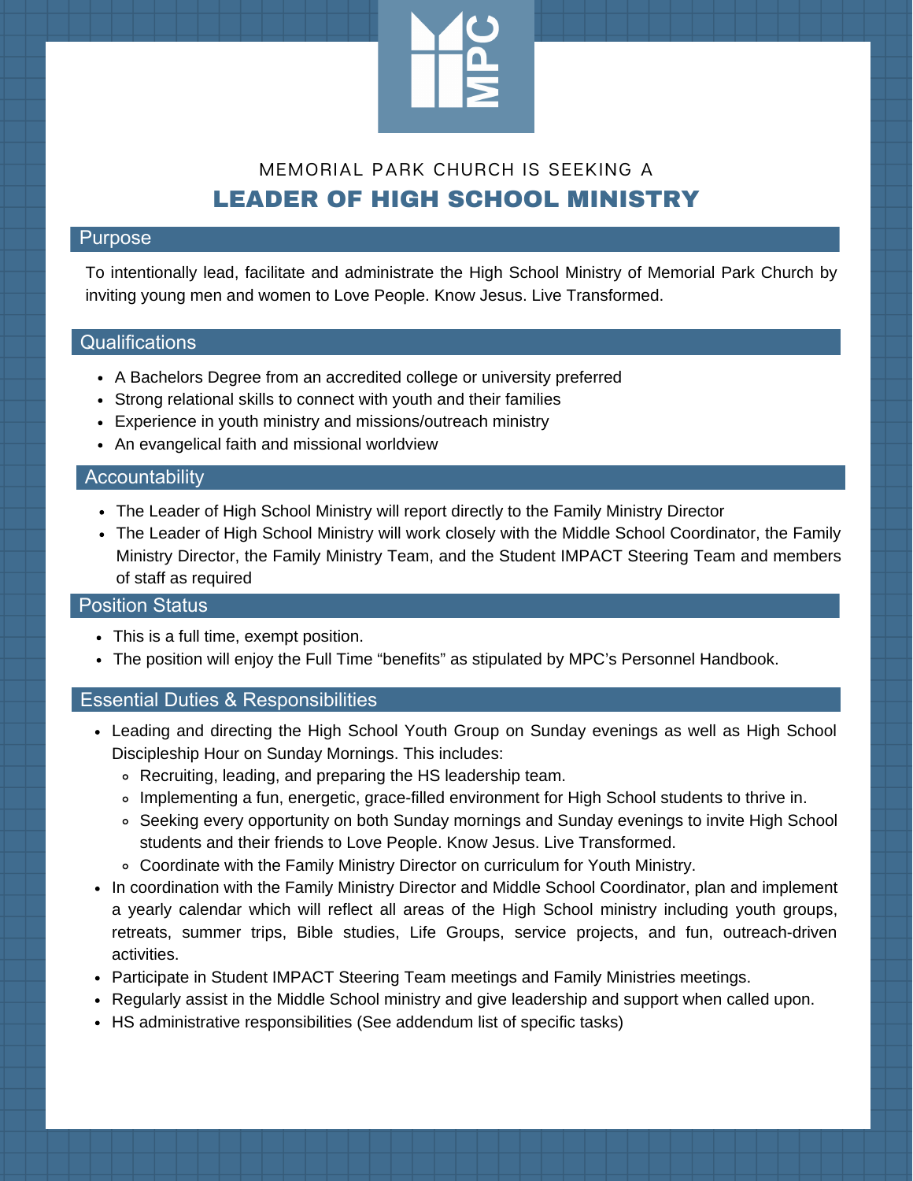MEMORIAL PARK CHURCH IS SEEKING A

# LEADER OF HIGH SCHOOL MINISTRY

## Purpose

To intentionally lead, facilitate and administrate the High School Ministry of Memorial Park Church by inviting young men and women to Love People. Know Jesus. Live Transformed.

## Qualifications

- A Bachelors Degree from an accredited college or university preferred
- Strong relational skills to connect with youth and their families
- Experience in youth ministry and missions/outreach ministry
- An evangelical faith and missional worldview

## Accountability

- The Leader of High School Ministry will report directly to the Family Ministry Director
- The Leader of High School Ministry will work closely with the Middle School Coordinator, the Family Ministry Director, the Family Ministry Team, and the Student IMPACT Steering Team and members of staff as required

## Position Status

- This is a full time, exempt position.
- The position will enjoy the Full Time "benefits" as stipulated by MPC's Personnel Handbook.

## Essential Duties & Responsibilities

- Leading and directing the High School Youth Group on Sunday evenings as well as High School Discipleship Hour on Sunday Mornings. This includes:
  - Recruiting, leading, and preparing the HS leadership team.
  - Implementing a fun, energetic, grace-filled environment for High School students to thrive in.
  - Seeking every opportunity on both Sunday mornings and Sunday evenings to invite High School students and their friends to Love People. Know Jesus. Live Transformed.
  - Coordinate with the Family Ministry Director on curriculum for Youth Ministry.
- In coordination with the Family Ministry Director and Middle School Coordinator, plan and implement a yearly calendar which will reflect all areas of the High School ministry including youth groups, retreats, summer trips, Bible studies, Life Groups, service projects, and fun, outreach-driven activities.
- Participate in Student IMPACT Steering Team meetings and Family Ministries meetings.
- Regularly assist in the Middle School ministry and give leadership and support when called upon.
- HS administrative responsibilities (See addendum list of specific tasks)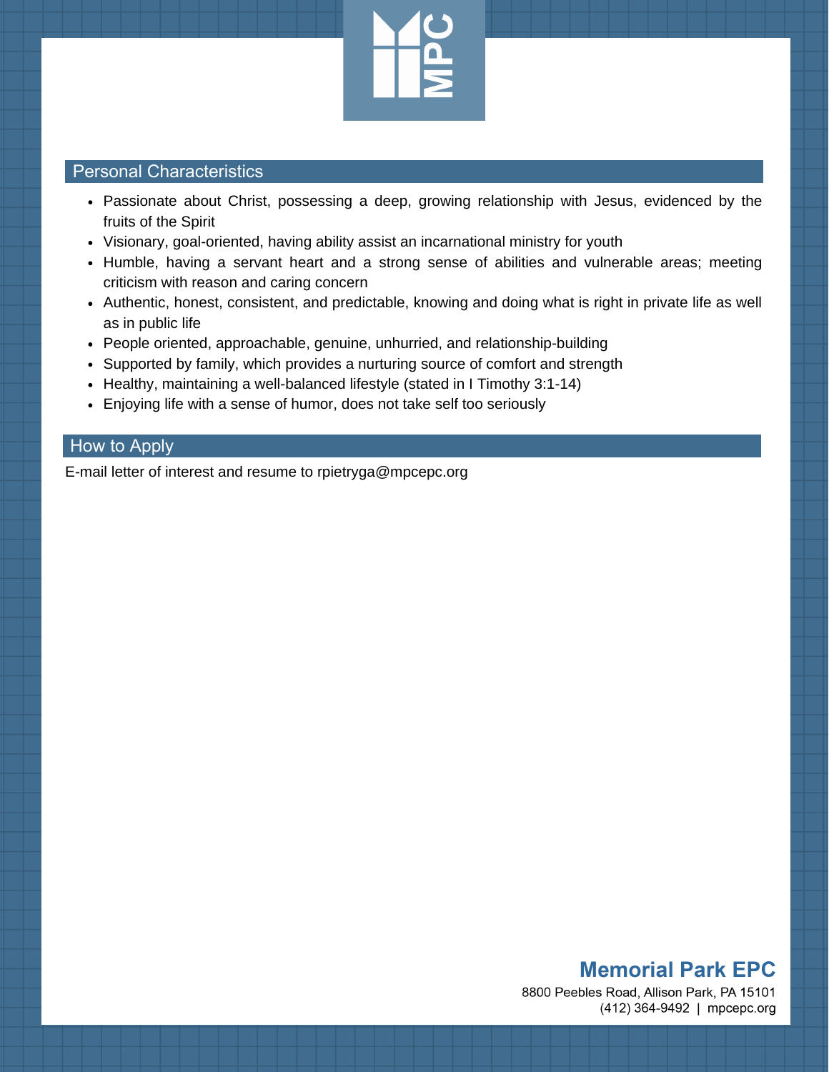## Personal Characteristics

- Passionate about Christ, possessing a deep, growing relationship with Jesus, evidenced by the fruits of the Spirit
- Visionary, goal-oriented, having ability assist an incarnational ministry for youth
- Humble, having a servant heart and a strong sense of abilities and vulnerable areas; meeting criticism with reason and caring concern
- Authentic, honest, consistent, and predictable, knowing and doing what is right in private life as well as in public life
- People oriented, approachable, genuine, unhurried, and relationship-building
- Supported by family, which provides a nurturing source of comfort and strength
- Healthy, maintaining a well-balanced lifestyle (stated in I Timothy 3:1-14)
- Enjoying life with a sense of humor, does not take self too seriously

## How to Apply

E-mail letter of interest and resume to rpietryga@mpcepc.org

**Memorial Park EPC**
8800 Peebles Road, Allison Park, PA 15101
(412) 364-9492 | mpcepc.org